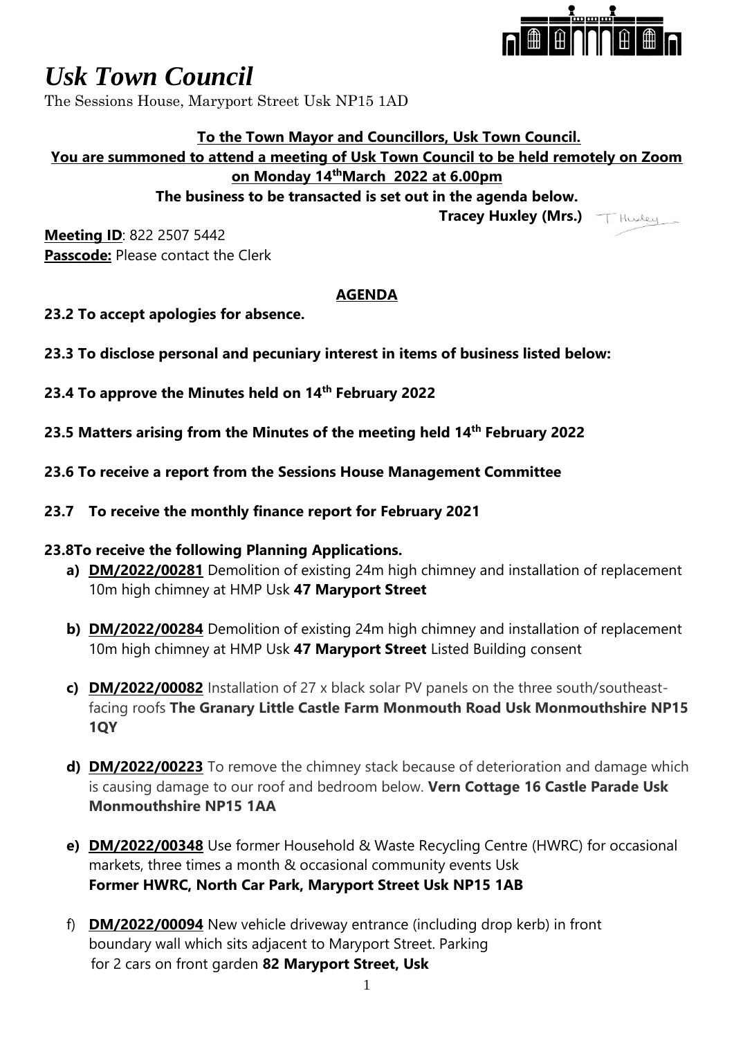# *Usk Town Council*

The Sessions House, Maryport Street Usk NP15 1AD

**To the Town Mayor and Councillors, Usk Town Council.**
**You are summoned to attend a meeting of Usk Town Council to be held remotely on Zoom on Monday 14thMarch 2022 at 6.00pm**
**The business to be transacted is set out in the agenda below.**

**Tracey Huxley (Mrs.)**

**Meeting ID**: 822 2507 5442
**Passcode:** Please contact the Clerk

## AGENDA

**23.2 To accept apologies for absence.**

**23.3 To disclose personal and pecuniary interest in items of business listed below:**

**23.4 To approve the Minutes held on 14th February 2022**

**23.5 Matters arising from the Minutes of the meeting held 14th February 2022**

**23.6 To receive a report from the Sessions House Management Committee**

**23.7 To receive the monthly finance report for February 2021**

**23.8To receive the following Planning Applications.**

a) **DM/2022/00281** Demolition of existing 24m high chimney and installation of replacement 10m high chimney at HMP Usk **47 Maryport Street**

b) **DM/2022/00284** Demolition of existing 24m high chimney and installation of replacement 10m high chimney at HMP Usk **47 Maryport Street** Listed Building consent

c) **DM/2022/00082** Installation of 27 x black solar PV panels on the three south/southeast-facing roofs **The Granary Little Castle Farm Monmouth Road Usk Monmouthshire NP15 1QY**

d) **DM/2022/00223** To remove the chimney stack because of deterioration and damage which is causing damage to our roof and bedroom below. **Vern Cottage 16 Castle Parade Usk Monmouthshire NP15 1AA**

e) **DM/2022/00348** Use former Household & Waste Recycling Centre (HWRC) for occasional markets, three times a month & occasional community events Usk **Former HWRC, North Car Park, Maryport Street Usk NP15 1AB**

f) **DM/2022/00094** New vehicle driveway entrance (including drop kerb) in front boundary wall which sits adjacent to Maryport Street. Parking for 2 cars on front garden **82 Maryport Street, Usk**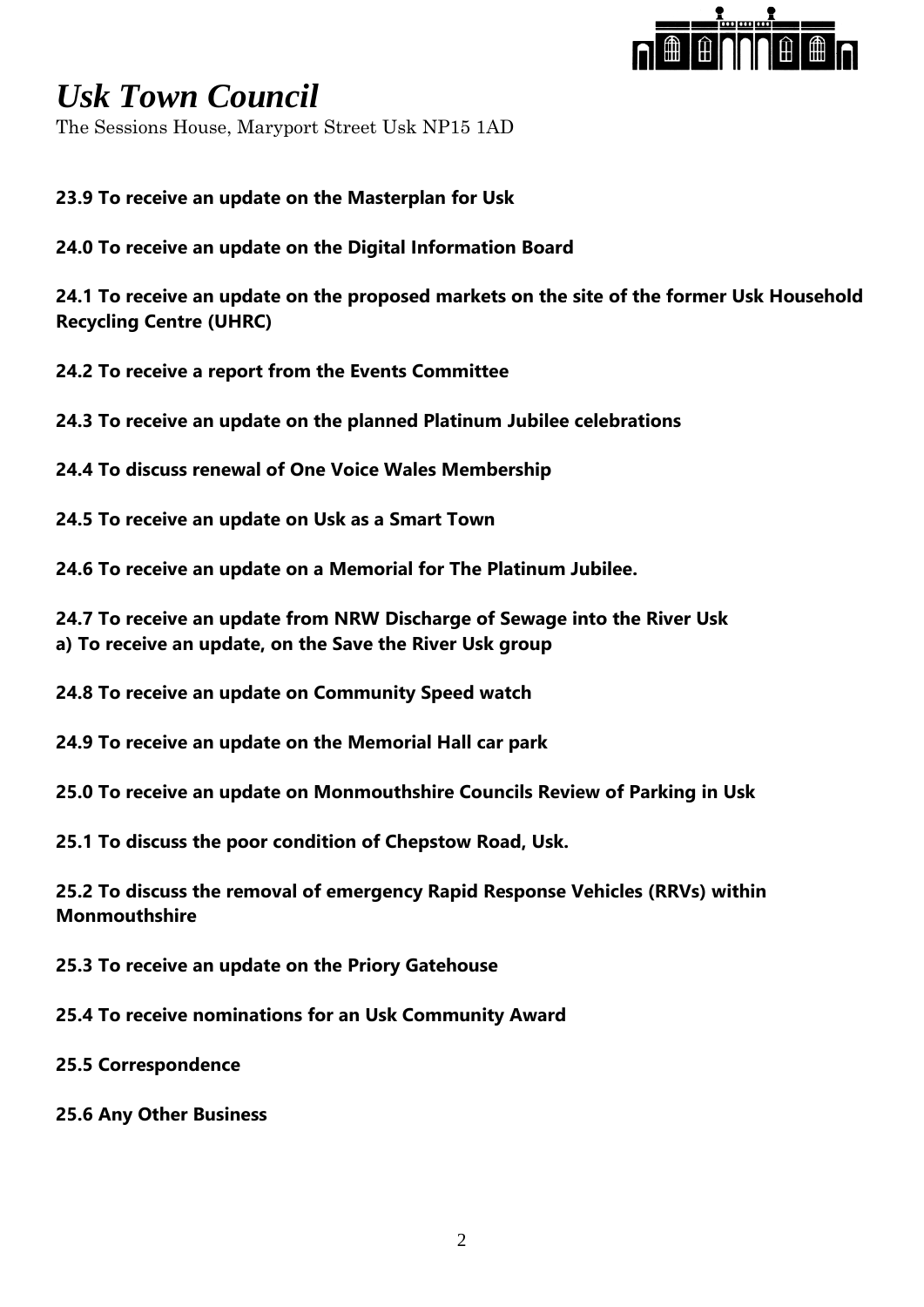# *Usk Town Council*

The Sessions House, Maryport Street Usk NP15 1AD

**23.9 To receive an update on the Masterplan for Usk**

**24.0 To receive an update on the Digital Information Board**

**24.1 To receive an update on the proposed markets on the site of the former Usk Household Recycling Centre (UHRC)**

**24.2 To receive a report from the Events Committee**

**24.3 To receive an update on the planned Platinum Jubilee celebrations**

**24.4 To discuss renewal of One Voice Wales Membership**

**24.5 To receive an update on Usk as a Smart Town**

**24.6 To receive an update on a Memorial for The Platinum Jubilee.**

**24.7 To receive an update from NRW Discharge of Sewage into the River Usk**
**a) To receive an update, on the Save the River Usk group**

**24.8 To receive an update on Community Speed watch**

**24.9 To receive an update on the Memorial Hall car park**

**25.0 To receive an update on Monmouthshire Councils Review of Parking in Usk**

**25.1 To discuss the poor condition of Chepstow Road, Usk.**

**25.2 To discuss the removal of emergency Rapid Response Vehicles (RRVs) within Monmouthshire**

**25.3 To receive an update on the Priory Gatehouse**

**25.4 To receive nominations for an Usk Community Award**

**25.5 Correspondence**

**25.6 Any Other Business**